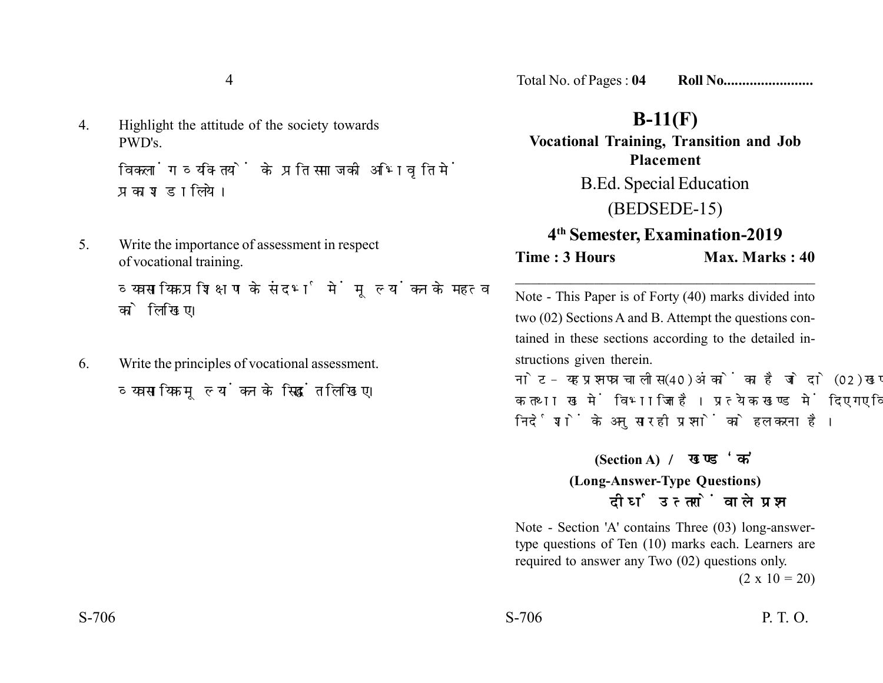4. Highlight the attitude of the society towards PWD's.

विकलांग व्यक्तियों के प्रति समाज की अभिवृति में प्रकाश डालिये।

5. Write the importance of assessment in respect of vocational training.

व्यावसायिक प्रशिक्षण के संदर्भ में मूल्यांकन के महत्व को लिखिए।

6. Write the principles of vocational assessment.

व्यावसायिक मूल्यांकन के सिद्धांत लिखिए।

Total No. of Pages : **04** **Roll No........................**

# B-11(F)

**Vocational Training, Transition and Job Placement**

B.Ed. Special Education

(BEDSEDE-15)

## 4th Semester, Examination-2019

**Time : 3 Hours** **Max. Marks : 40**

Note - This Paper is of Forty (40) marks divided into two (02) Sections A and B. Attempt the questions contained in these sections according to the detailed instructions given therein.

नोट - यह प्रश्नपत्र चालीस (40) अंकों का है जो दो (02) खण्डों क तथा ख में विभाजित है। प्रत्येक खण्ड में दिए गए विस्तृत निर्देशों के अनुसार ही प्रश्नों को हल करना है।

### (Section A) / खण्ड 'क'

**(Long-Answer-Type Questions)**

**दीर्घ उत्तरों वाले प्रश्न**

Note - Section 'A' contains Three (03) long-answer-type questions of Ten (10) marks each. Learners are required to answer any Two (02) questions only.

(2 x 10 = 20)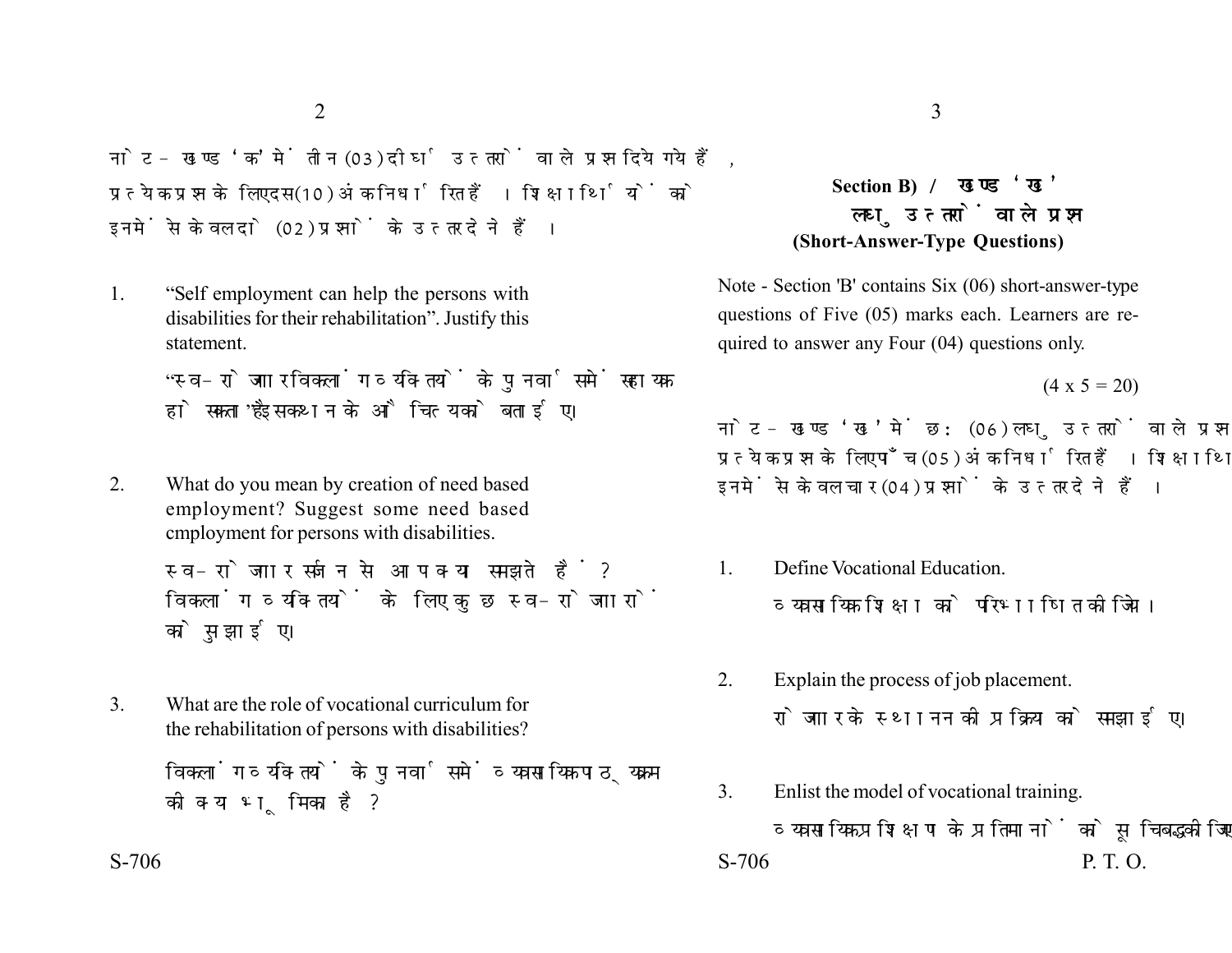नोट - खण्ड 'क' में तीन (03) दीर्घ उत्तरों वाले प्रश्न दिये गये हैं, प्रत्येक प्रश्न के लिए दस (10) अंक निर्धारित हैं। शिक्षार्थियों को इनमें से केवल दो (02) प्रश्नों के उत्तर देने हैं।

1. "Self employment can help the persons with disabilities for their rehabilitation". Justify this statement.

   "स्व-रोजगार विकलांग व्यक्तियों के पुनर्वास में सहायक हो सकता है" इस कथन के औचित्य को बताईए।

2. What do you mean by creation of need based employment? Suggest some need based cmployment for persons with disabilities.

   स्व-रोजगार सृजन से आप क्या समझते हैं? विकलांग व्यक्तियों के लिए कुछ स्व-रोजगारों को सुझाईए।

3. What are the role of vocational curriculum for the rehabilitation of persons with disabilities?

   विकलांग व्यक्तियों के पुनर्वास में व्यावसायिक पाठ्यक्रम की क्या भूमिका है?

## Section B) / खण्ड 'ख'

### लघु उत्तरों वाले प्रश्न

### (Short-Answer-Type Questions)

Note - Section 'B' contains Six (06) short-answer-type questions of Five (05) marks each. Learners are required to answer any Four (04) questions only.

(4 x 5 = 20)

नोट - खण्ड 'ख' में छः (06) लघु उत्तरों वाले प्रश्न दिये गये हैं, प्रत्येक प्रश्न के लिए पाँच (05) अंक निर्धारित हैं। शिक्षार्थियों को इनमें से केवल चार (04) प्रश्नों के उत्तर देने हैं।

1. Define Vocational Education.

   व्यावसायिक शिक्षा को परिभाषित कीजिए।

2. Explain the process of job placement.

   रोजगार के स्थानन की प्रक्रिया को समझाईए।

3. Enlist the model of vocational training.

   व्यावसायिक प्रशिक्षण के प्रतिमानों को सूचिबद्ध कीजिए।

S-706

S-706 P. T. O.